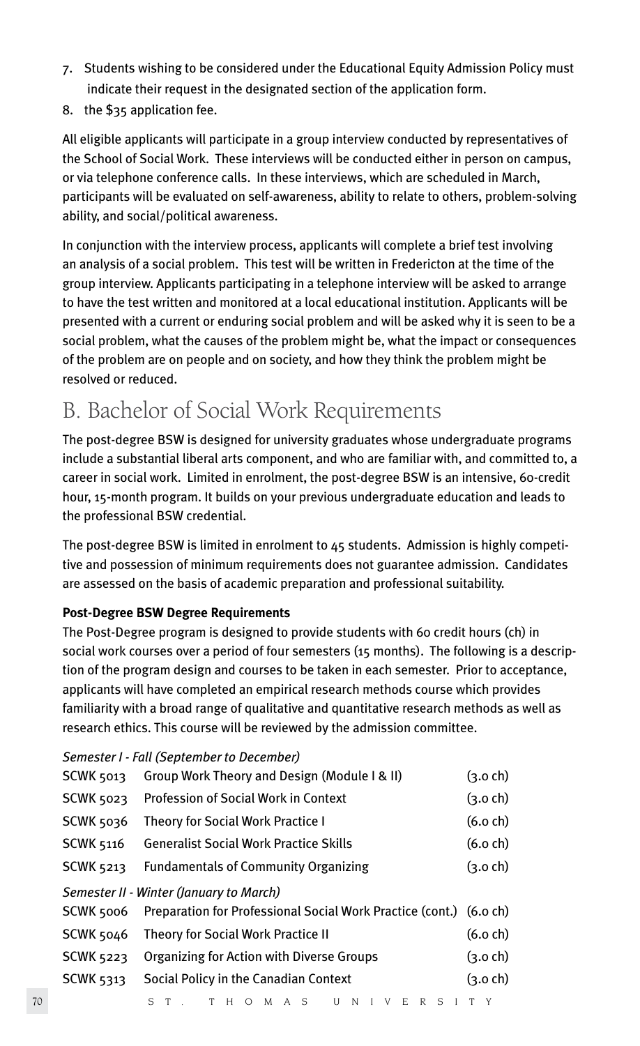7. Students wishing to be considered under the Educational Equity Admission Policy must indicate their request in the designated section of the application form.
8. the $35 application fee.

All eligible applicants will participate in a group interview conducted by representatives of the School of Social Work. These interviews will be conducted either in person on campus, or via telephone conference calls. In these interviews, which are scheduled in March, participants will be evaluated on self-awareness, ability to relate to others, problem-solving ability, and social/political awareness.

In conjunction with the interview process, applicants will complete a brief test involving an analysis of a social problem. This test will be written in Fredericton at the time of the group interview. Applicants participating in a telephone interview will be asked to arrange to have the test written and monitored at a local educational institution. Applicants will be presented with a current or enduring social problem and will be asked why it is seen to be a social problem, what the causes of the problem might be, what the impact or consequences of the problem are on people and on society, and how they think the problem might be resolved or reduced.

## B. Bachelor of Social Work Requirements

The post-degree BSW is designed for university graduates whose undergraduate programs include a substantial liberal arts component, and who are familiar with, and committed to, a career in social work. Limited in enrolment, the post-degree BSW is an intensive, 60-credit hour, 15-month program. It builds on your previous undergraduate education and leads to the professional BSW credential.

The post-degree BSW is limited in enrolment to 45 students. Admission is highly competitive and possession of minimum requirements does not guarantee admission. Candidates are assessed on the basis of academic preparation and professional suitability.

**Post-Degree BSW Degree Requirements**

The Post-Degree program is designed to provide students with 60 credit hours (ch) in social work courses over a period of four semesters (15 months). The following is a description of the program design and courses to be taken in each semester. Prior to acceptance, applicants will have completed an empirical research methods course which provides familiarity with a broad range of qualitative and quantitative research methods as well as research ethics. This course will be reviewed by the admission committee.

*Semester I - Fall (September to December)*

| | | |
|---|---|---|
| SCWK 5013 | Group Work Theory and Design (Module I & II) | (3.0 ch) |
| SCWK 5023 | Profession of Social Work in Context | (3.0 ch) |
| SCWK 5036 | Theory for Social Work Practice I | (6.0 ch) |
| SCWK 5116 | Generalist Social Work Practice Skills | (6.0 ch) |
| SCWK 5213 | Fundamentals of Community Organizing | (3.0 ch) |

*Semester II - Winter (January to March)*

| | | |
|---|---|---|
| SCWK 5006 | Preparation for Professional Social Work Practice (cont.) | (6.0 ch) |
| SCWK 5046 | Theory for Social Work Practice II | (6.0 ch) |
| SCWK 5223 | Organizing for Action with Diverse Groups | (3.0 ch) |
| SCWK 5313 | Social Policy in the Canadian Context | (3.0 ch) |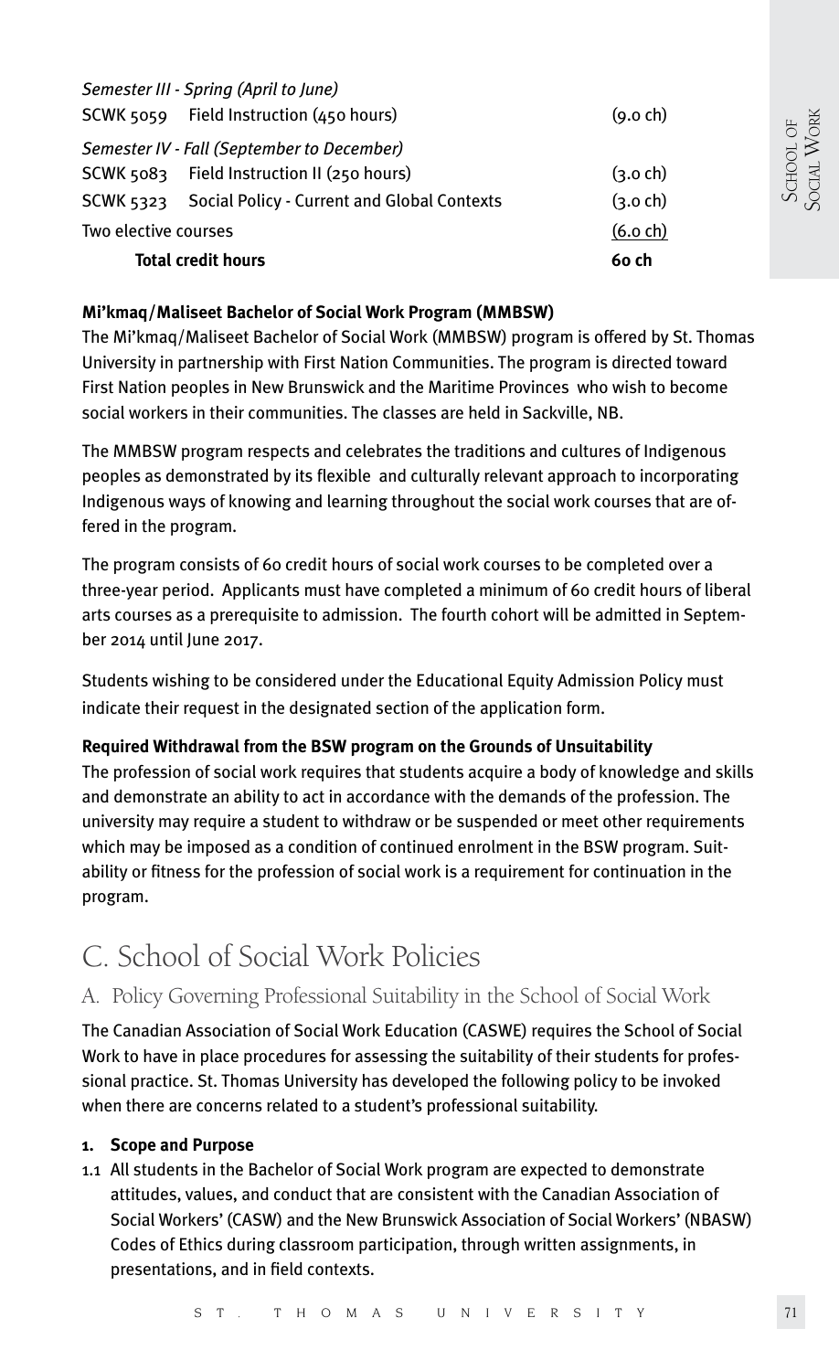*Semester III - Spring (April to June)*

| | | |
|---|---|---|
| SCWK 5059 | Field Instruction (450 hours) | (9.0 ch) |

*Semester IV - Fall (September to December)*

| | | |
|---|---|---|
| SCWK 5083 | Field Instruction II (250 hours) | (3.0 ch) |
| SCWK 5323 | Social Policy - Current and Global Contexts | (3.0 ch) |
| Two elective courses | | (6.0 ch) |
| **Total credit hours** | | **60 ch** |

**Mi'kmaq/Maliseet Bachelor of Social Work Program (MMBSW)**

The Mi'kmaq/Maliseet Bachelor of Social Work (MMBSW) program is offered by St. Thomas University in partnership with First Nation Communities. The program is directed toward First Nation peoples in New Brunswick and the Maritime Provinces who wish to become social workers in their communities. The classes are held in Sackville, NB.

The MMBSW program respects and celebrates the traditions and cultures of Indigenous peoples as demonstrated by its flexible and culturally relevant approach to incorporating Indigenous ways of knowing and learning throughout the social work courses that are offered in the program.

The program consists of 60 credit hours of social work courses to be completed over a three-year period. Applicants must have completed a minimum of 60 credit hours of liberal arts courses as a prerequisite to admission. The fourth cohort will be admitted in September 2014 until June 2017.

Students wishing to be considered under the Educational Equity Admission Policy must indicate their request in the designated section of the application form.

**Required Withdrawal from the BSW program on the Grounds of Unsuitability**

The profession of social work requires that students acquire a body of knowledge and skills and demonstrate an ability to act in accordance with the demands of the profession. The university may require a student to withdraw or be suspended or meet other requirements which may be imposed as a condition of continued enrolment in the BSW program. Suitability or fitness for the profession of social work is a requirement for continuation in the program.

# C. School of Social Work Policies

## A. Policy Governing Professional Suitability in the School of Social Work

The Canadian Association of Social Work Education (CASWE) requires the School of Social Work to have in place procedures for assessing the suitability of their students for professional practice. St. Thomas University has developed the following policy to be invoked when there are concerns related to a student's professional suitability.

**1. Scope and Purpose**

1.1 All students in the Bachelor of Social Work program are expected to demonstrate attitudes, values, and conduct that are consistent with the Canadian Association of Social Workers' (CASW) and the New Brunswick Association of Social Workers' (NBASW) Codes of Ethics during classroom participation, through written assignments, in presentations, and in field contexts.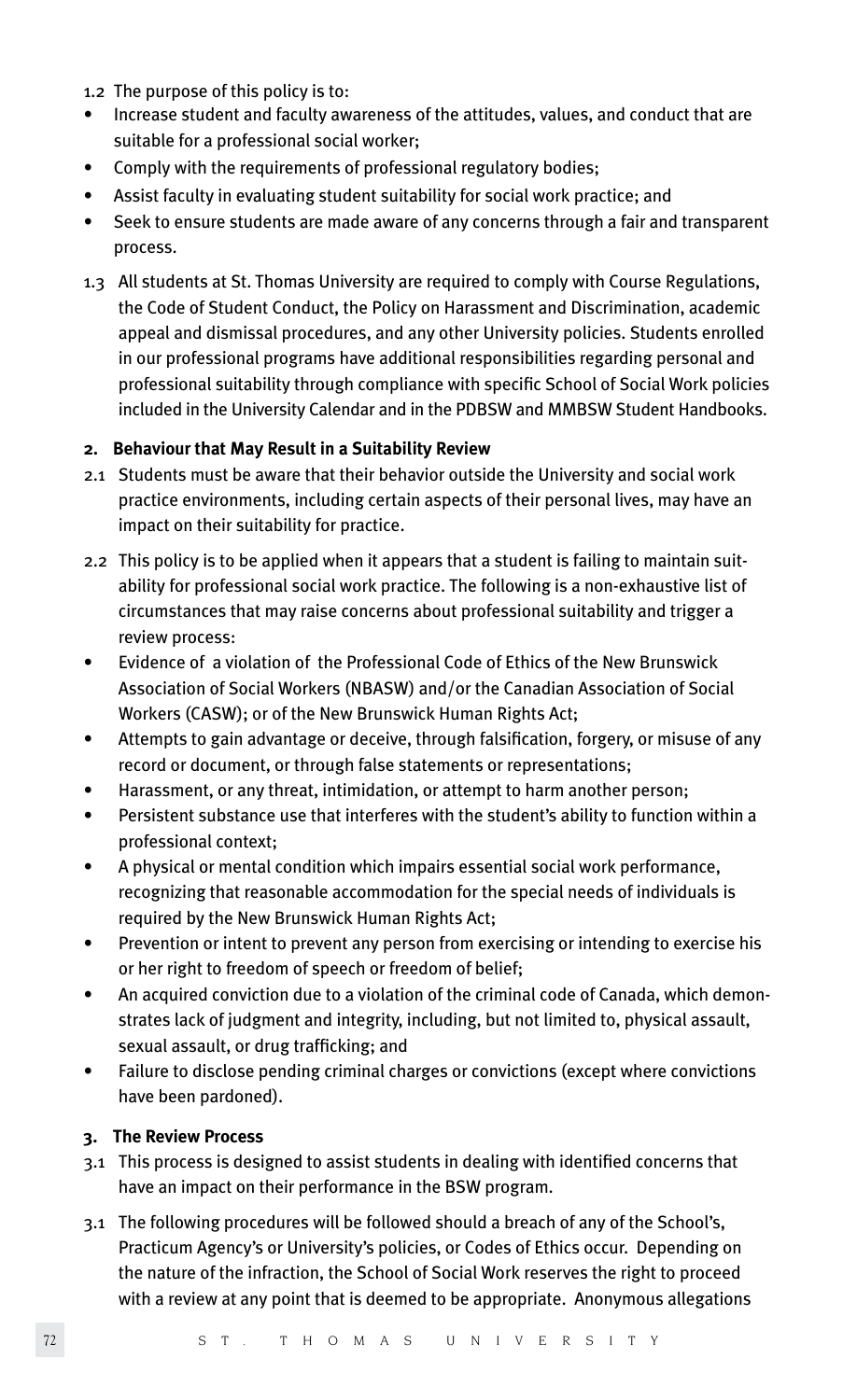1.2 The purpose of this policy is to:

- Increase student and faculty awareness of the attitudes, values, and conduct that are suitable for a professional social worker;
- Comply with the requirements of professional regulatory bodies;
- Assist faculty in evaluating student suitability for social work practice; and
- Seek to ensure students are made aware of any concerns through a fair and transparent process.

1.3 All students at St. Thomas University are required to comply with Course Regulations, the Code of Student Conduct, the Policy on Harassment and Discrimination, academic appeal and dismissal procedures, and any other University policies. Students enrolled in our professional programs have additional responsibilities regarding personal and professional suitability through compliance with specific School of Social Work policies included in the University Calendar and in the PDBSW and MMBSW Student Handbooks.

**2. Behaviour that May Result in a Suitability Review**

2.1 Students must be aware that their behavior outside the University and social work practice environments, including certain aspects of their personal lives, may have an impact on their suitability for practice.

2.2 This policy is to be applied when it appears that a student is failing to maintain suitability for professional social work practice. The following is a non-exhaustive list of circumstances that may raise concerns about professional suitability and trigger a review process:

- Evidence of a violation of the Professional Code of Ethics of the New Brunswick Association of Social Workers (NBASW) and/or the Canadian Association of Social Workers (CASW); or of the New Brunswick Human Rights Act;
- Attempts to gain advantage or deceive, through falsification, forgery, or misuse of any record or document, or through false statements or representations;
- Harassment, or any threat, intimidation, or attempt to harm another person;
- Persistent substance use that interferes with the student's ability to function within a professional context;
- A physical or mental condition which impairs essential social work performance, recognizing that reasonable accommodation for the special needs of individuals is required by the New Brunswick Human Rights Act;
- Prevention or intent to prevent any person from exercising or intending to exercise his or her right to freedom of speech or freedom of belief;
- An acquired conviction due to a violation of the criminal code of Canada, which demonstrates lack of judgment and integrity, including, but not limited to, physical assault, sexual assault, or drug trafficking; and
- Failure to disclose pending criminal charges or convictions (except where convictions have been pardoned).

**3. The Review Process**

3.1 This process is designed to assist students in dealing with identified concerns that have an impact on their performance in the BSW program.

3.1 The following procedures will be followed should a breach of any of the School's, Practicum Agency's or University's policies, or Codes of Ethics occur. Depending on the nature of the infraction, the School of Social Work reserves the right to proceed with a review at any point that is deemed to be appropriate. Anonymous allegations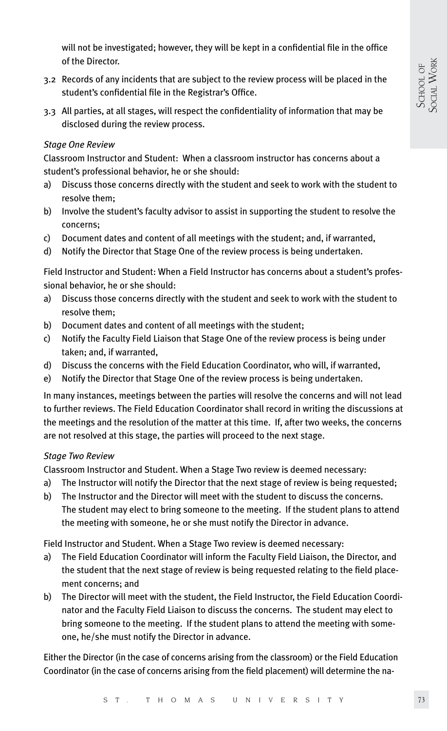will not be investigated; however, they will be kept in a confidential file in the office of the Director.

3.2 Records of any incidents that are subject to the review process will be placed in the student's confidential file in the Registrar's Office.

3.3 All parties, at all stages, will respect the confidentiality of information that may be disclosed during the review process.

*Stage One Review*

Classroom Instructor and Student: When a classroom instructor has concerns about a student's professional behavior, he or she should:

a) Discuss those concerns directly with the student and seek to work with the student to resolve them;
b) Involve the student's faculty advisor to assist in supporting the student to resolve the concerns;
c) Document dates and content of all meetings with the student; and, if warranted,
d) Notify the Director that Stage One of the review process is being undertaken.

Field Instructor and Student: When a Field Instructor has concerns about a student's professional behavior, he or she should:

a) Discuss those concerns directly with the student and seek to work with the student to resolve them;
b) Document dates and content of all meetings with the student;
c) Notify the Faculty Field Liaison that Stage One of the review process is being under taken; and, if warranted,
d) Discuss the concerns with the Field Education Coordinator, who will, if warranted,
e) Notify the Director that Stage One of the review process is being undertaken.

In many instances, meetings between the parties will resolve the concerns and will not lead to further reviews. The Field Education Coordinator shall record in writing the discussions at the meetings and the resolution of the matter at this time. If, after two weeks, the concerns are not resolved at this stage, the parties will proceed to the next stage.

*Stage Two Review*

Classroom Instructor and Student. When a Stage Two review is deemed necessary:

a) The Instructor will notify the Director that the next stage of review is being requested;
b) The Instructor and the Director will meet with the student to discuss the concerns. The student may elect to bring someone to the meeting. If the student plans to attend the meeting with someone, he or she must notify the Director in advance.

Field Instructor and Student. When a Stage Two review is deemed necessary:

a) The Field Education Coordinator will inform the Faculty Field Liaison, the Director, and the student that the next stage of review is being requested relating to the field placement concerns; and
b) The Director will meet with the student, the Field Instructor, the Field Education Coordinator and the Faculty Field Liaison to discuss the concerns. The student may elect to bring someone to the meeting. If the student plans to attend the meeting with someone, he/she must notify the Director in advance.

Either the Director (in the case of concerns arising from the classroom) or the Field Education Coordinator (in the case of concerns arising from the field placement) will determine the na-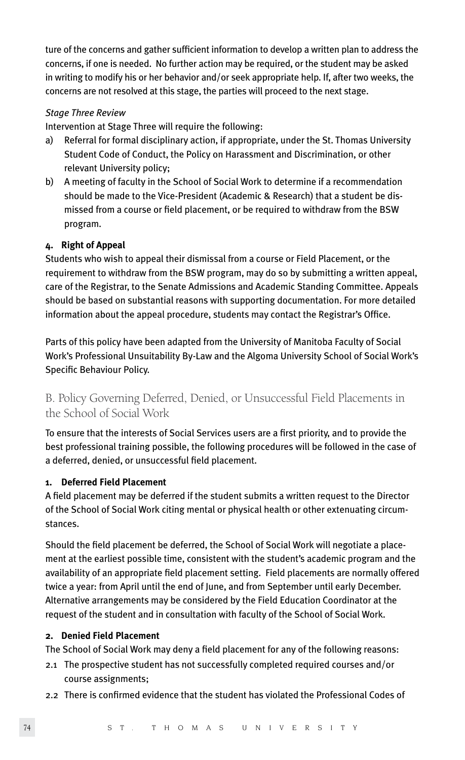ture of the concerns and gather sufficient information to develop a written plan to address the concerns, if one is needed. No further action may be required, or the student may be asked in writing to modify his or her behavior and/or seek appropriate help. If, after two weeks, the concerns are not resolved at this stage, the parties will proceed to the next stage.

*Stage Three Review*

Intervention at Stage Three will require the following:

a) Referral for formal disciplinary action, if appropriate, under the St. Thomas University Student Code of Conduct, the Policy on Harassment and Discrimination, or other relevant University policy;
b) A meeting of faculty in the School of Social Work to determine if a recommendation should be made to the Vice-President (Academic & Research) that a student be dismissed from a course or field placement, or be required to withdraw from the BSW program.

**4. Right of Appeal**

Students who wish to appeal their dismissal from a course or Field Placement, or the requirement to withdraw from the BSW program, may do so by submitting a written appeal, care of the Registrar, to the Senate Admissions and Academic Standing Committee. Appeals should be based on substantial reasons with supporting documentation. For more detailed information about the appeal procedure, students may contact the Registrar's Office.

Parts of this policy have been adapted from the University of Manitoba Faculty of Social Work's Professional Unsuitability By-Law and the Algoma University School of Social Work's Specific Behaviour Policy.

## B. Policy Governing Deferred, Denied, or Unsuccessful Field Placements in the School of Social Work

To ensure that the interests of Social Services users are a first priority, and to provide the best professional training possible, the following procedures will be followed in the case of a deferred, denied, or unsuccessful field placement.

**1. Deferred Field Placement**

A field placement may be deferred if the student submits a written request to the Director of the School of Social Work citing mental or physical health or other extenuating circumstances.

Should the field placement be deferred, the School of Social Work will negotiate a placement at the earliest possible time, consistent with the student's academic program and the availability of an appropriate field placement setting. Field placements are normally offered twice a year: from April until the end of June, and from September until early December. Alternative arrangements may be considered by the Field Education Coordinator at the request of the student and in consultation with faculty of the School of Social Work.

**2. Denied Field Placement**

The School of Social Work may deny a field placement for any of the following reasons:

2.1 The prospective student has not successfully completed required courses and/or course assignments;

2.2 There is confirmed evidence that the student has violated the Professional Codes of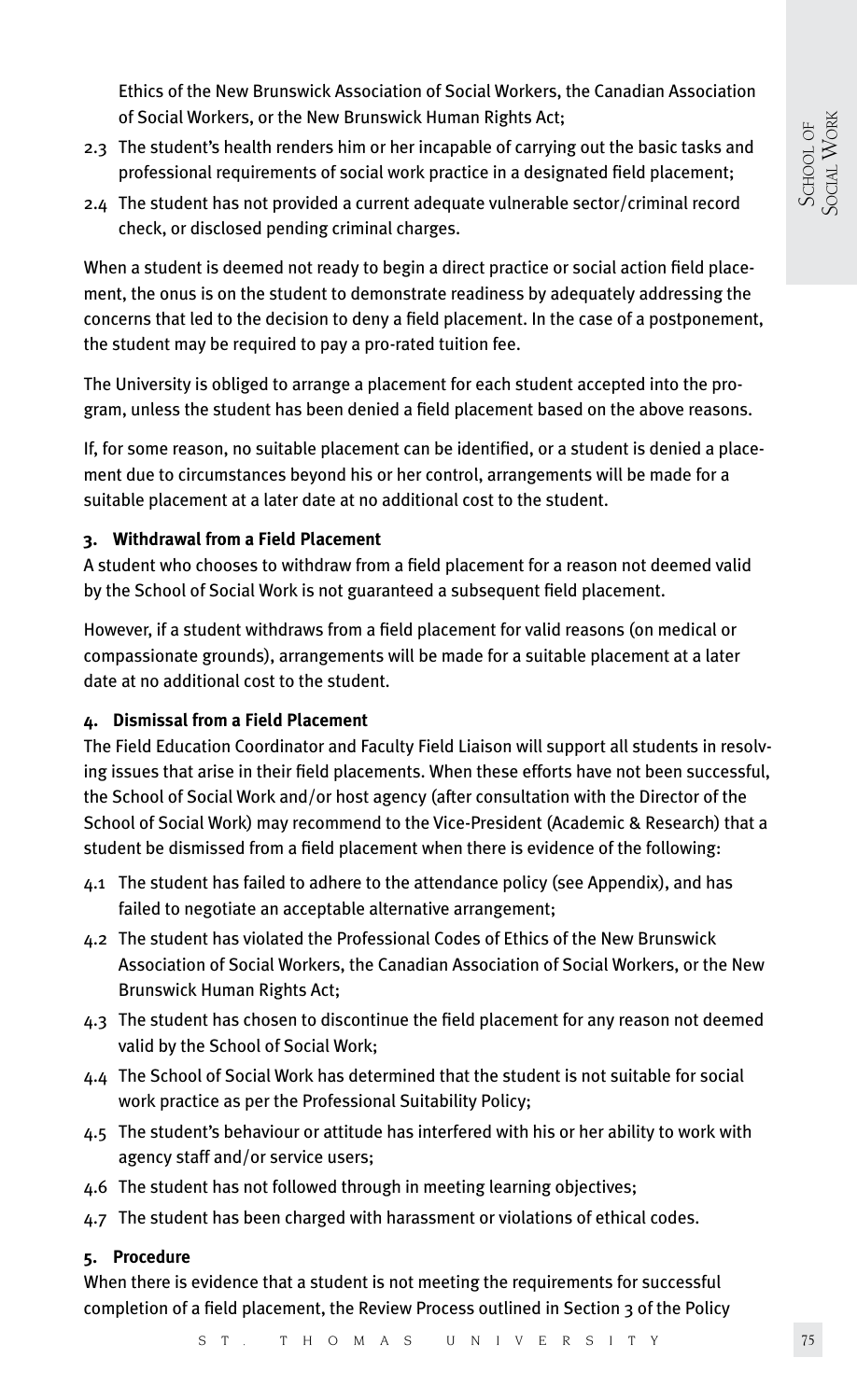Ethics of the New Brunswick Association of Social Workers, the Canadian Association of Social Workers, or the New Brunswick Human Rights Act;

2.3 The student's health renders him or her incapable of carrying out the basic tasks and professional requirements of social work practice in a designated field placement;

2.4 The student has not provided a current adequate vulnerable sector/criminal record check, or disclosed pending criminal charges.

When a student is deemed not ready to begin a direct practice or social action field placement, the onus is on the student to demonstrate readiness by adequately addressing the concerns that led to the decision to deny a field placement. In the case of a postponement, the student may be required to pay a pro-rated tuition fee.

The University is obliged to arrange a placement for each student accepted into the program, unless the student has been denied a field placement based on the above reasons.

If, for some reason, no suitable placement can be identified, or a student is denied a placement due to circumstances beyond his or her control, arrangements will be made for a suitable placement at a later date at no additional cost to the student.

**3. Withdrawal from a Field Placement**

A student who chooses to withdraw from a field placement for a reason not deemed valid by the School of Social Work is not guaranteed a subsequent field placement.

However, if a student withdraws from a field placement for valid reasons (on medical or compassionate grounds), arrangements will be made for a suitable placement at a later date at no additional cost to the student.

**4. Dismissal from a Field Placement**

The Field Education Coordinator and Faculty Field Liaison will support all students in resolving issues that arise in their field placements. When these efforts have not been successful, the School of Social Work and/or host agency (after consultation with the Director of the School of Social Work) may recommend to the Vice-President (Academic & Research) that a student be dismissed from a field placement when there is evidence of the following:

4.1 The student has failed to adhere to the attendance policy (see Appendix), and has failed to negotiate an acceptable alternative arrangement;

4.2 The student has violated the Professional Codes of Ethics of the New Brunswick Association of Social Workers, the Canadian Association of Social Workers, or the New Brunswick Human Rights Act;

4.3 The student has chosen to discontinue the field placement for any reason not deemed valid by the School of Social Work;

4.4 The School of Social Work has determined that the student is not suitable for social work practice as per the Professional Suitability Policy;

4.5 The student's behaviour or attitude has interfered with his or her ability to work with agency staff and/or service users;

4.6 The student has not followed through in meeting learning objectives;

4.7 The student has been charged with harassment or violations of ethical codes.

**5. Procedure**

When there is evidence that a student is not meeting the requirements for successful completion of a field placement, the Review Process outlined in Section 3 of the Policy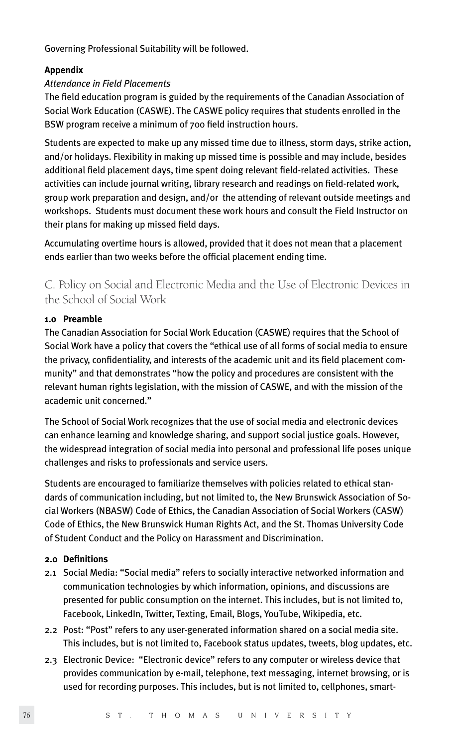Governing Professional Suitability will be followed.

**Appendix**

*Attendance in Field Placements*

The field education program is guided by the requirements of the Canadian Association of Social Work Education (CASWE). The CASWE policy requires that students enrolled in the BSW program receive a minimum of 700 field instruction hours.

Students are expected to make up any missed time due to illness, storm days, strike action, and/or holidays. Flexibility in making up missed time is possible and may include, besides additional field placement days, time spent doing relevant field-related activities. These activities can include journal writing, library research and readings on field-related work, group work preparation and design, and/or the attending of relevant outside meetings and workshops. Students must document these work hours and consult the Field Instructor on their plans for making up missed field days.

Accumulating overtime hours is allowed, provided that it does not mean that a placement ends earlier than two weeks before the official placement ending time.

## C. Policy on Social and Electronic Media and the Use of Electronic Devices in the School of Social Work

**1.0 Preamble**

The Canadian Association for Social Work Education (CASWE) requires that the School of Social Work have a policy that covers the "ethical use of all forms of social media to ensure the privacy, confidentiality, and interests of the academic unit and its field placement community" and that demonstrates "how the policy and procedures are consistent with the relevant human rights legislation, with the mission of CASWE, and with the mission of the academic unit concerned."

The School of Social Work recognizes that the use of social media and electronic devices can enhance learning and knowledge sharing, and support social justice goals. However, the widespread integration of social media into personal and professional life poses unique challenges and risks to professionals and service users.

Students are encouraged to familiarize themselves with policies related to ethical standards of communication including, but not limited to, the New Brunswick Association of Social Workers (NBASW) Code of Ethics, the Canadian Association of Social Workers (CASW) Code of Ethics, the New Brunswick Human Rights Act, and the St. Thomas University Code of Student Conduct and the Policy on Harassment and Discrimination.

**2.0 Definitions**

2.1 Social Media: "Social media" refers to socially interactive networked information and communication technologies by which information, opinions, and discussions are presented for public consumption on the internet. This includes, but is not limited to, Facebook, LinkedIn, Twitter, Texting, Email, Blogs, YouTube, Wikipedia, etc.

2.2 Post: "Post" refers to any user-generated information shared on a social media site. This includes, but is not limited to, Facebook status updates, tweets, blog updates, etc.

2.3 Electronic Device: "Electronic device" refers to any computer or wireless device that provides communication by e-mail, telephone, text messaging, internet browsing, or is used for recording purposes. This includes, but is not limited to, cellphones, smart-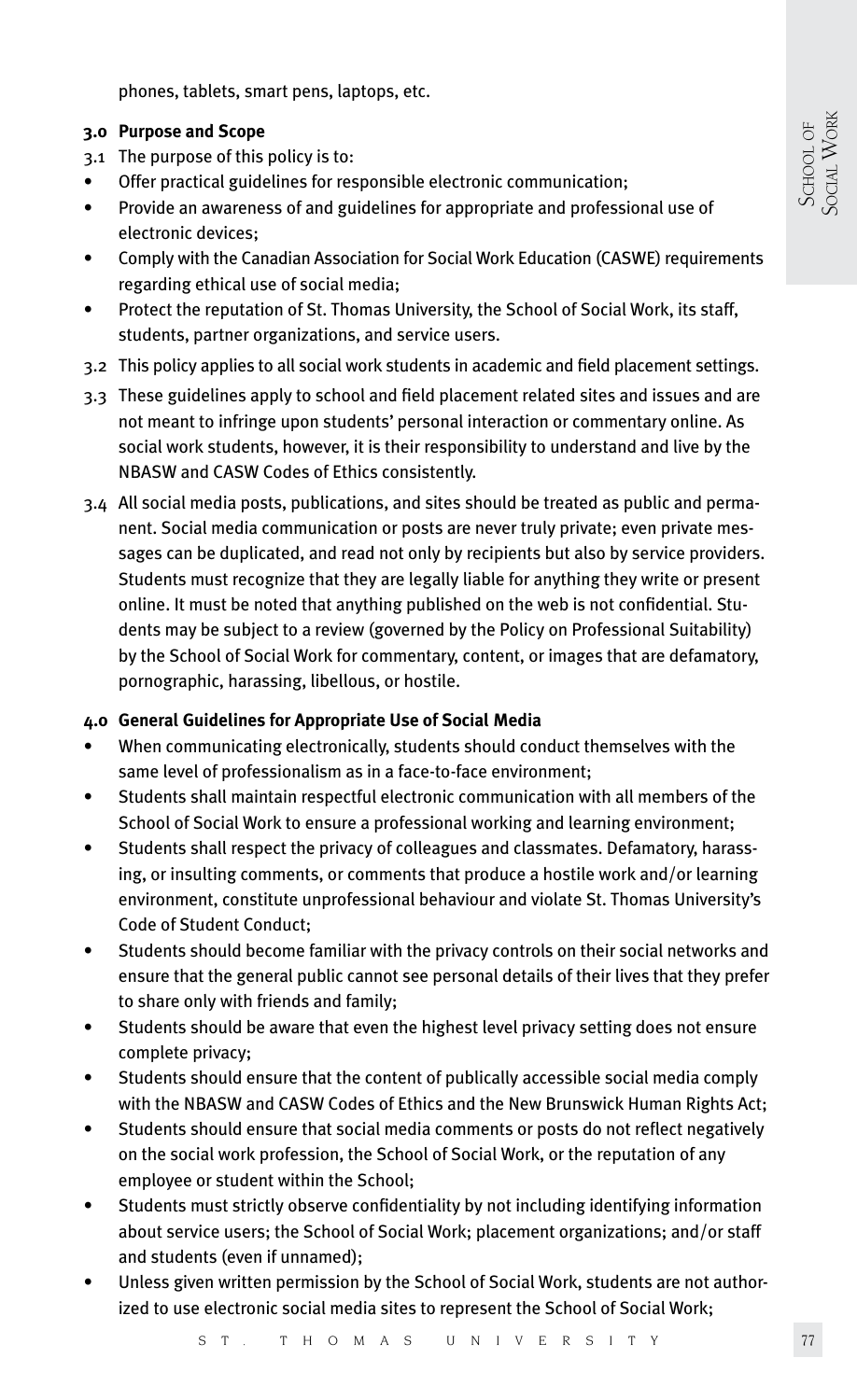phones, tablets, smart pens, laptops, etc.

**3.0 Purpose and Scope**

3.1 The purpose of this policy is to:

- Offer practical guidelines for responsible electronic communication;
- Provide an awareness of and guidelines for appropriate and professional use of electronic devices;
- Comply with the Canadian Association for Social Work Education (CASWE) requirements regarding ethical use of social media;
- Protect the reputation of St. Thomas University, the School of Social Work, its staff, students, partner organizations, and service users.

3.2 This policy applies to all social work students in academic and field placement settings.

3.3 These guidelines apply to school and field placement related sites and issues and are not meant to infringe upon students' personal interaction or commentary online. As social work students, however, it is their responsibility to understand and live by the NBASW and CASW Codes of Ethics consistently.

3.4 All social media posts, publications, and sites should be treated as public and permanent. Social media communication or posts are never truly private; even private messages can be duplicated, and read not only by recipients but also by service providers. Students must recognize that they are legally liable for anything they write or present online. It must be noted that anything published on the web is not confidential. Students may be subject to a review (governed by the Policy on Professional Suitability) by the School of Social Work for commentary, content, or images that are defamatory, pornographic, harassing, libellous, or hostile.

**4.0 General Guidelines for Appropriate Use of Social Media**

- When communicating electronically, students should conduct themselves with the same level of professionalism as in a face-to-face environment;
- Students shall maintain respectful electronic communication with all members of the School of Social Work to ensure a professional working and learning environment;
- Students shall respect the privacy of colleagues and classmates. Defamatory, harassing, or insulting comments, or comments that produce a hostile work and/or learning environment, constitute unprofessional behaviour and violate St. Thomas University's Code of Student Conduct;
- Students should become familiar with the privacy controls on their social networks and ensure that the general public cannot see personal details of their lives that they prefer to share only with friends and family;
- Students should be aware that even the highest level privacy setting does not ensure complete privacy;
- Students should ensure that the content of publically accessible social media comply with the NBASW and CASW Codes of Ethics and the New Brunswick Human Rights Act;
- Students should ensure that social media comments or posts do not reflect negatively on the social work profession, the School of Social Work, or the reputation of any employee or student within the School;
- Students must strictly observe confidentiality by not including identifying information about service users; the School of Social Work; placement organizations; and/or staff and students (even if unnamed);
- Unless given written permission by the School of Social Work, students are not authorized to use electronic social media sites to represent the School of Social Work;